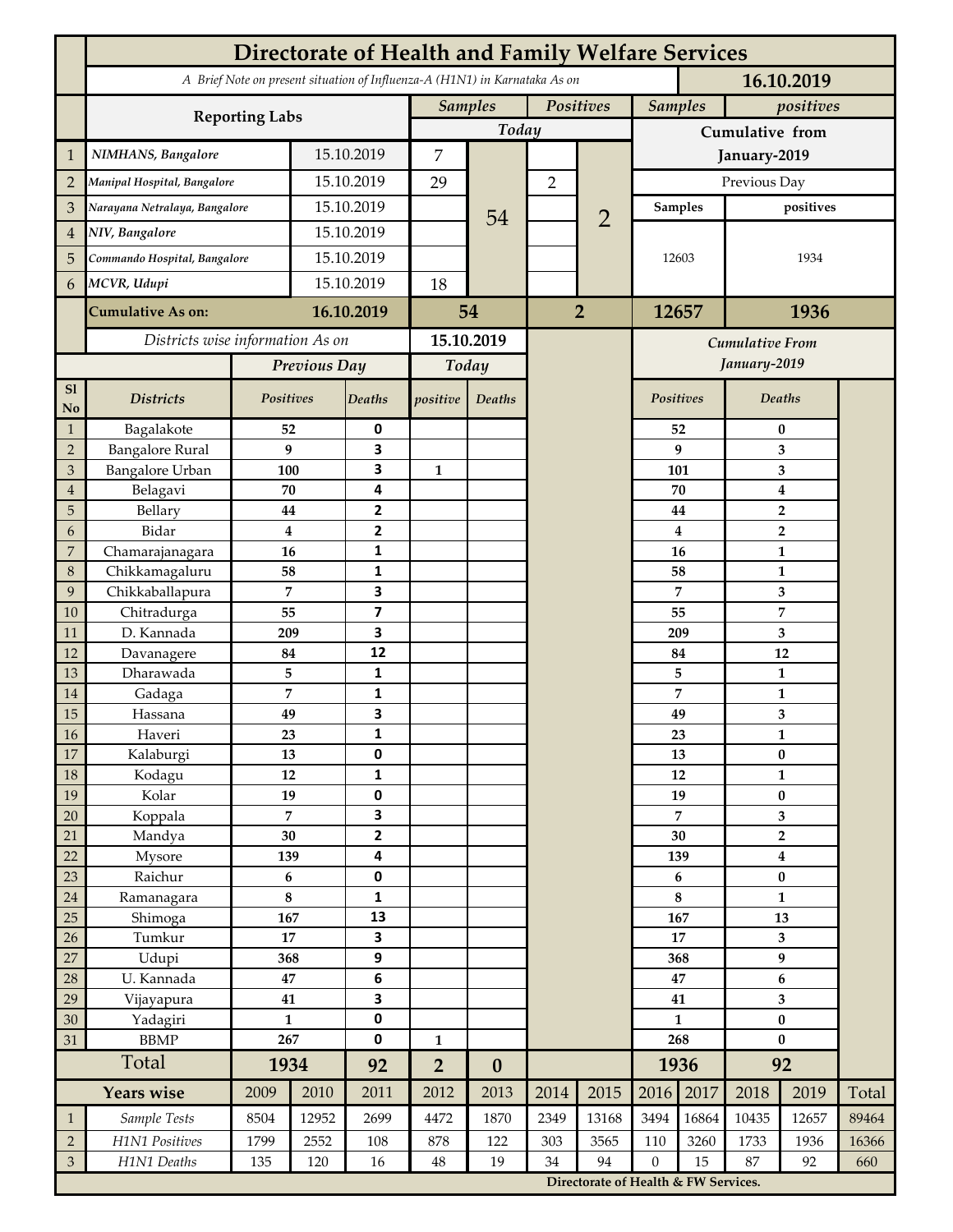# Directorate of Health and Family Welfare Services

A Brief Note on present situation of Influenza-A (H1N1) in Karnataka As on **16.10.2019**

| | Reporting Labs | | Samples (Today) | | Positives (Today) | | Samples (Cumulative from January-2019) | positives (Cumulative from January-2019) |
|---|---|---|---|---|---|---|---|---|
| 1 | NIMHANS, Bangalore | 15.10.2019 | 7 | 54 | | 2 | Previous Day | |
| 2 | Manipal Hospital, Bangalore | 15.10.2019 | 29 | | 2 | | Samples | positives |
| 3 | Narayana Netralaya, Bangalore | 15.10.2019 | | | | | 12603 | 1934 |
| 4 | NIV, Bangalore | 15.10.2019 | | | | | | |
| 5 | Commando Hospital, Bangalore | 15.10.2019 | | | | | | |
| 6 | MCVR, Udupi | 15.10.2019 | 18 | | | | | |
| | **Cumulative As on:** | **16.10.2019** | **54** | | **2** | | **12657** | **1936** |

*Districts wise information As on* **15.10.2019**

| Sl No | Districts | Previous Day Positives | Previous Day Deaths | Today positive | Today Deaths | Cumulative From January-2019 Positives | Cumulative From January-2019 Deaths |
|---|---|---|---|---|---|---|---|
| 1 | Bagalakote | 52 | 0 | | | 52 | 0 |
| 2 | Bangalore Rural | 9 | 3 | | | 9 | 3 |
| 3 | Bangalore Urban | 100 | 3 | 1 | | 101 | 3 |
| 4 | Belagavi | 70 | 4 | | | 70 | 4 |
| 5 | Bellary | 44 | 2 | | | 44 | 2 |
| 6 | Bidar | 4 | 2 | | | 4 | 2 |
| 7 | Chamarajanagara | 16 | 1 | | | 16 | 1 |
| 8 | Chikkamagaluru | 58 | 1 | | | 58 | 1 |
| 9 | Chikkaballapura | 7 | 3 | | | 7 | 3 |
| 10 | Chitradurga | 55 | 7 | | | 55 | 7 |
| 11 | D. Kannada | 209 | 3 | | | 209 | 3 |
| 12 | Davanagere | 84 | 12 | | | 84 | 12 |
| 13 | Dharawada | 5 | 1 | | | 5 | 1 |
| 14 | Gadaga | 7 | 1 | | | 7 | 1 |
| 15 | Hassana | 49 | 3 | | | 49 | 3 |
| 16 | Haveri | 23 | 1 | | | 23 | 1 |
| 17 | Kalaburgi | 13 | 0 | | | 13 | 0 |
| 18 | Kodagu | 12 | 1 | | | 12 | 1 |
| 19 | Kolar | 19 | 0 | | | 19 | 0 |
| 20 | Koppala | 7 | 3 | | | 7 | 3 |
| 21 | Mandya | 30 | 2 | | | 30 | 2 |
| 22 | Mysore | 139 | 4 | | | 139 | 4 |
| 23 | Raichur | 6 | 0 | | | 6 | 0 |
| 24 | Ramanagara | 8 | 1 | | | 8 | 1 |
| 25 | Shimoga | 167 | 13 | | | 167 | 13 |
| 26 | Tumkur | 17 | 3 | | | 17 | 3 |
| 27 | Udupi | 368 | 9 | | | 368 | 9 |
| 28 | U. Kannada | 47 | 6 | | | 47 | 6 |
| 29 | Vijayapura | 41 | 3 | | | 41 | 3 |
| 30 | Yadagiri | 1 | 0 | | | 1 | 0 |
| 31 | BBMP | 267 | 0 | 1 | | 268 | 0 |
| | **Total** | **1934** | **92** | **2** | **0** | **1936** | **92** |

| | Years wise | 2009 | 2010 | 2011 | 2012 | 2013 | 2014 | 2015 | 2016 | 2017 | 2018 | 2019 | Total |
|---|---|---|---|---|---|---|---|---|---|---|---|---|---|
| 1 | Sample Tests | 8504 | 12952 | 2699 | 4472 | 1870 | 2349 | 13168 | 3494 | 16864 | 10435 | 12657 | 89464 |
| 2 | H1N1 Positives | 1799 | 2552 | 108 | 878 | 122 | 303 | 3565 | 110 | 3260 | 1733 | 1936 | 16366 |
| 3 | H1N1 Deaths | 135 | 120 | 16 | 48 | 19 | 34 | 94 | 0 | 15 | 87 | 92 | 660 |

**Directorate of Health & FW Services.**